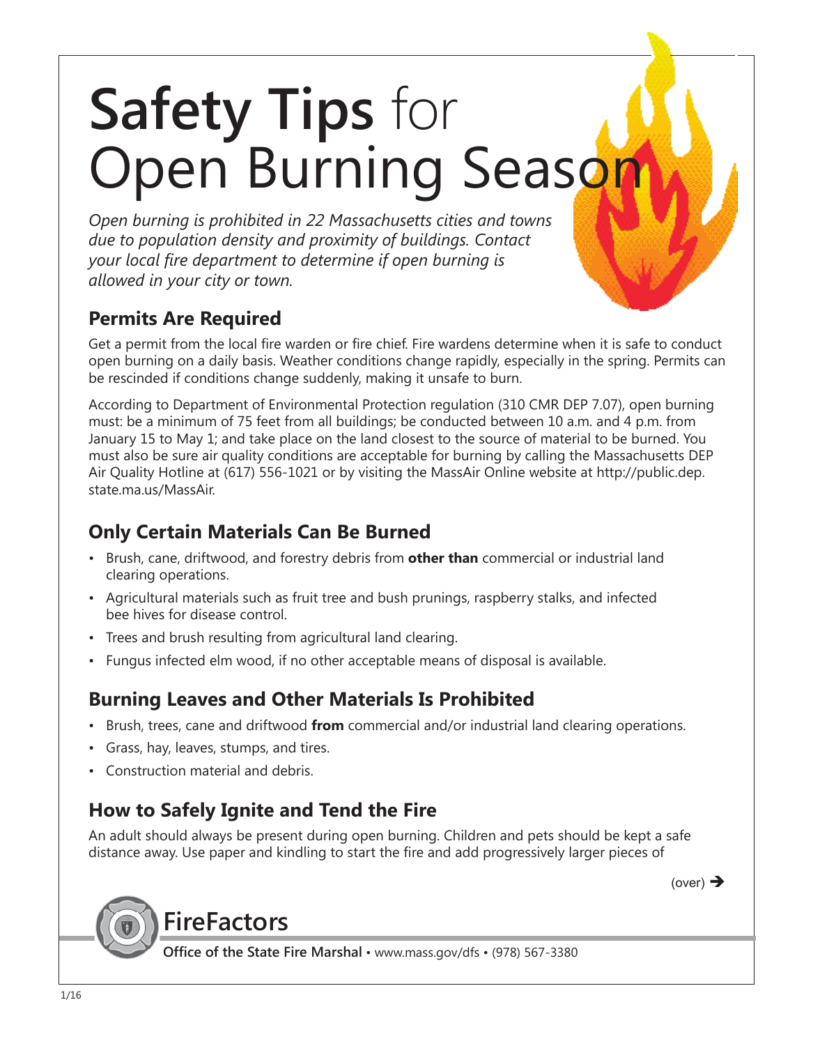# **Safety Tips** for Open Burning Season

*Open burning is prohibited in 22 Massachusetts cities and towns due to population density and proximity of buildings. Contact your local fire department to determine if open burning is allowed in your city or town.*

## Permits Are Required

Get a permit from the local fire warden or fire chief. Fire wardens determine when it is safe to conduct open burning on a daily basis. Weather conditions change rapidly, especially in the spring. Permits can be rescinded if conditions change suddenly, making it unsafe to burn.

According to Department of Environmental Protection regulation (310 CMR DEP 7.07), open burning must: be a minimum of 75 feet from all buildings; be conducted between 10 a.m. and 4 p.m. from January 15 to May 1; and take place on the land closest to the source of material to be burned. You must also be sure air quality conditions are acceptable for burning by calling the Massachusetts DEP Air Quality Hotline at (617) 556-1021 or by visiting the MassAir Online website at http://public.dep.state.ma.us/MassAir.

## Only Certain Materials Can Be Burned

- Brush, cane, driftwood, and forestry debris from **other than** commercial or industrial land clearing operations.
- Agricultural materials such as fruit tree and bush prunings, raspberry stalks, and infected bee hives for disease control.
- Trees and brush resulting from agricultural land clearing.
- Fungus infected elm wood, if no other acceptable means of disposal is available.

## Burning Leaves and Other Materials Is Prohibited

- Brush, trees, cane and driftwood **from** commercial and/or industrial land clearing operations.
- Grass, hay, leaves, stumps, and tires.
- Construction material and debris.

## How to Safely Ignite and Tend the Fire

An adult should always be present during open burning. Children and pets should be kept a safe distance away. Use paper and kindling to start the fire and add progressively larger pieces of

(over) ➔

**FireFactors**

**Office of the State Fire Marshal** • www.mass.gov/dfs • (978) 567-3380

1/16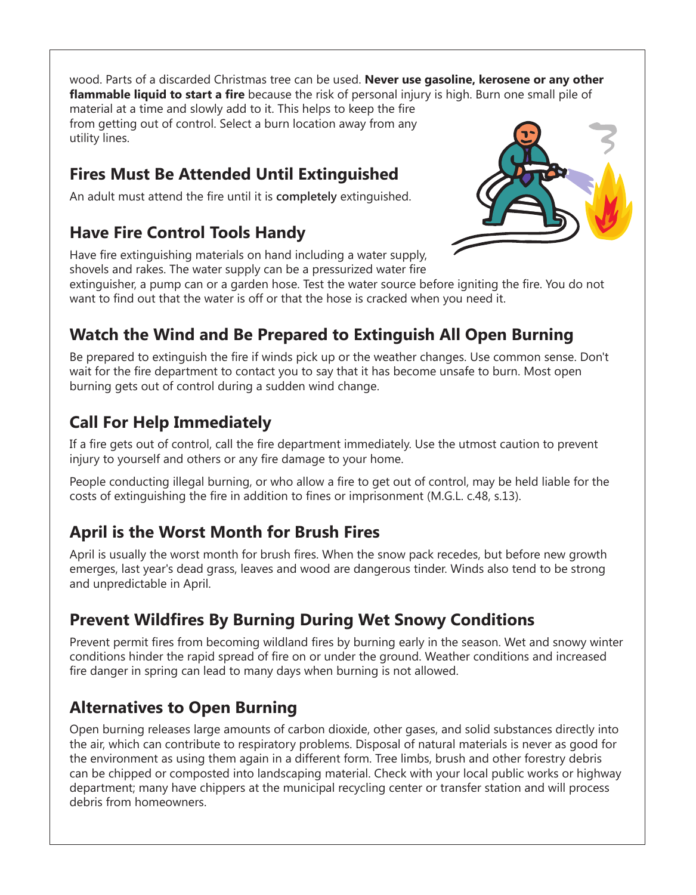wood. Parts of a discarded Christmas tree can be used. **Never use gasoline, kerosene or any other flammable liquid to start a fire** because the risk of personal injury is high. Burn one small pile of material at a time and slowly add to it. This helps to keep the fire from getting out of control. Select a burn location away from any utility lines.

## Fires Must Be Attended Until Extinguished

An adult must attend the fire until it is **completely** extinguished.

## Have Fire Control Tools Handy

Have fire extinguishing materials on hand including a water supply, shovels and rakes. The water supply can be a pressurized water fire extinguisher, a pump can or a garden hose. Test the water source before igniting the fire. You do not want to find out that the water is off or that the hose is cracked when you need it.

## Watch the Wind and Be Prepared to Extinguish All Open Burning

Be prepared to extinguish the fire if winds pick up or the weather changes. Use common sense. Don't wait for the fire department to contact you to say that it has become unsafe to burn. Most open burning gets out of control during a sudden wind change.

## Call For Help Immediately

If a fire gets out of control, call the fire department immediately. Use the utmost caution to prevent injury to yourself and others or any fire damage to your home.

People conducting illegal burning, or who allow a fire to get out of control, may be held liable for the costs of extinguishing the fire in addition to fines or imprisonment (M.G.L. c.48, s.13).

## April is the Worst Month for Brush Fires

April is usually the worst month for brush fires. When the snow pack recedes, but before new growth emerges, last year's dead grass, leaves and wood are dangerous tinder. Winds also tend to be strong and unpredictable in April.

## Prevent Wildfires By Burning During Wet Snowy Conditions

Prevent permit fires from becoming wildland fires by burning early in the season. Wet and snowy winter conditions hinder the rapid spread of fire on or under the ground. Weather conditions and increased fire danger in spring can lead to many days when burning is not allowed.

## Alternatives to Open Burning

Open burning releases large amounts of carbon dioxide, other gases, and solid substances directly into the air, which can contribute to respiratory problems. Disposal of natural materials is never as good for the environment as using them again in a different form. Tree limbs, brush and other forestry debris can be chipped or composted into landscaping material. Check with your local public works or highway department; many have chippers at the municipal recycling center or transfer station and will process debris from homeowners.